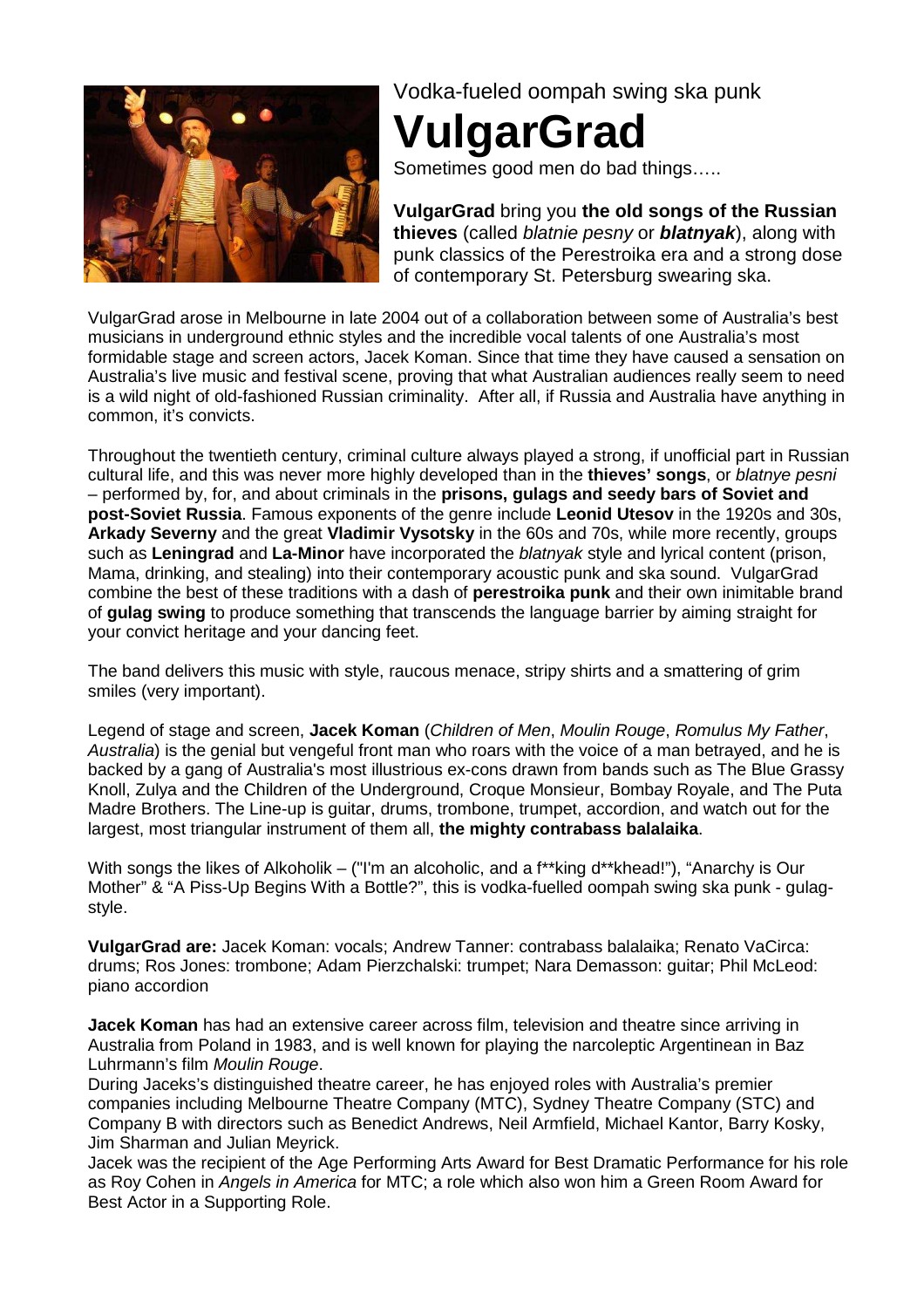Vodka-fueled oompah swing ska punk

# VulgarGrad

Sometimes good men do bad things…..

**VulgarGrad** bring you **the old songs of the Russian thieves** (called *blatnie pesny* or ***blatnyak***), along with punk classics of the Perestroika era and a strong dose of contemporary St. Petersburg swearing ska.

VulgarGrad arose in Melbourne in late 2004 out of a collaboration between some of Australia's best musicians in underground ethnic styles and the incredible vocal talents of one Australia's most formidable stage and screen actors, Jacek Koman. Since that time they have caused a sensation on Australia's live music and festival scene, proving that what Australian audiences really seem to need is a wild night of old-fashioned Russian criminality. After all, if Russia and Australia have anything in common, it's convicts.

Throughout the twentieth century, criminal culture always played a strong, if unofficial part in Russian cultural life, and this was never more highly developed than in the **thieves' songs**, or *blatnye pesni* – performed by, for, and about criminals in the **prisons, gulags and seedy bars of Soviet and post-Soviet Russia**. Famous exponents of the genre include **Leonid Utesov** in the 1920s and 30s, **Arkady Severny** and the great **Vladimir Vysotsky** in the 60s and 70s, while more recently, groups such as **Leningrad** and **La-Minor** have incorporated the *blatnyak* style and lyrical content (prison, Mama, drinking, and stealing) into their contemporary acoustic punk and ska sound. VulgarGrad combine the best of these traditions with a dash of **perestroika punk** and their own inimitable brand of **gulag swing** to produce something that transcends the language barrier by aiming straight for your convict heritage and your dancing feet.

The band delivers this music with style, raucous menace, stripy shirts and a smattering of grim smiles (very important).

Legend of stage and screen, **Jacek Koman** (*Children of Men*, *Moulin Rouge*, *Romulus My Father*, *Australia*) is the genial but vengeful front man who roars with the voice of a man betrayed, and he is backed by a gang of Australia's most illustrious ex-cons drawn from bands such as The Blue Grassy Knoll, Zulya and the Children of the Underground, Croque Monsieur, Bombay Royale, and The Puta Madre Brothers. The Line-up is guitar, drums, trombone, trumpet, accordion, and watch out for the largest, most triangular instrument of them all, **the mighty contrabass balalaika**.

With songs the likes of Alkoholik – ("I'm an alcoholic, and a f**king d**khead!"), "Anarchy is Our Mother" & "A Piss-Up Begins With a Bottle?", this is vodka-fuelled oompah swing ska punk - gulag-style.

**VulgarGrad are:** Jacek Koman: vocals; Andrew Tanner: contrabass balalaika; Renato VaCirca: drums; Ros Jones: trombone; Adam Pierzchalski: trumpet; Nara Demasson: guitar; Phil McLeod: piano accordion

**Jacek Koman** has had an extensive career across film, television and theatre since arriving in Australia from Poland in 1983, and is well known for playing the narcoleptic Argentinean in Baz Luhrmann's film *Moulin Rouge*.

During Jaceks's distinguished theatre career, he has enjoyed roles with Australia's premier companies including Melbourne Theatre Company (MTC), Sydney Theatre Company (STC) and Company B with directors such as Benedict Andrews, Neil Armfield, Michael Kantor, Barry Kosky, Jim Sharman and Julian Meyrick.

Jacek was the recipient of the Age Performing Arts Award for Best Dramatic Performance for his role as Roy Cohen in *Angels in America* for MTC; a role which also won him a Green Room Award for Best Actor in a Supporting Role.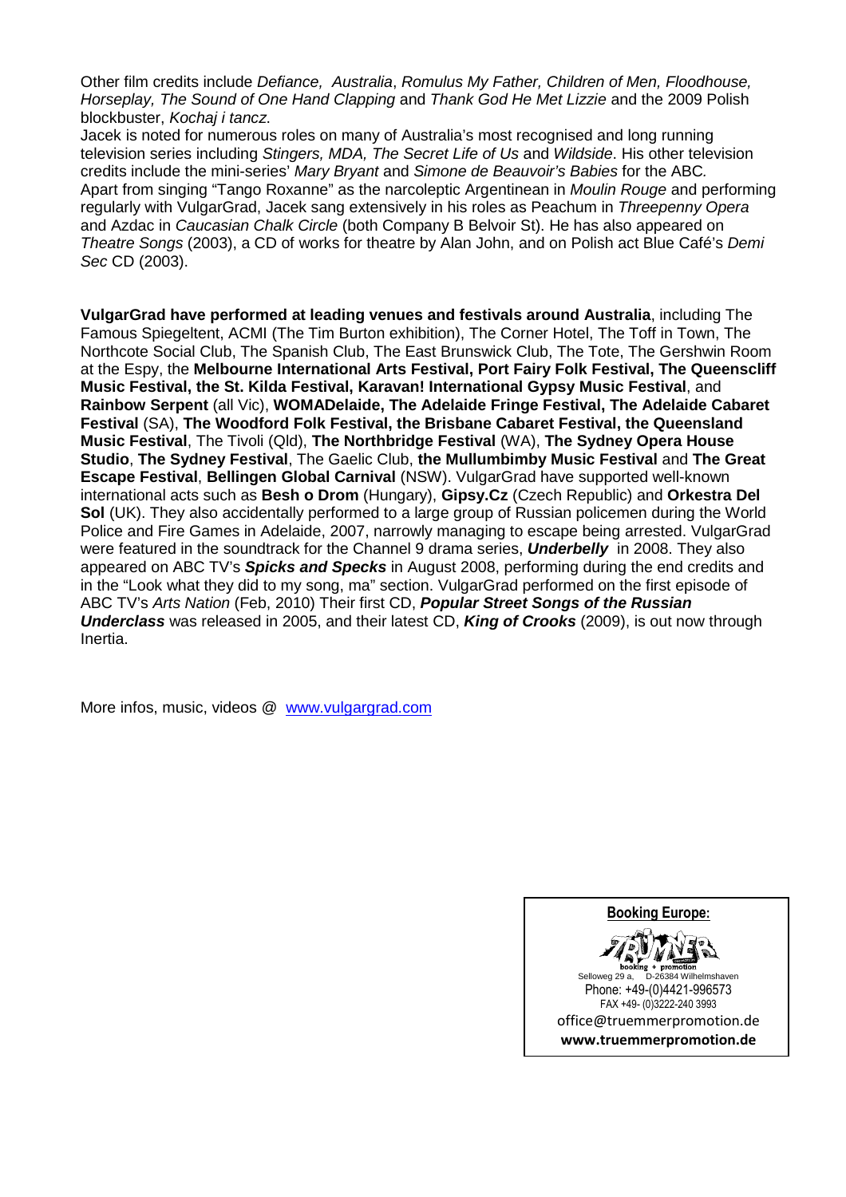Other film credits include *Defiance, Australia*, *Romulus My Father, Children of Men, Floodhouse, Horseplay, The Sound of One Hand Clapping* and *Thank God He Met Lizzie* and the 2009 Polish blockbuster, *Kochaj i tancz.*
Jacek is noted for numerous roles on many of Australia's most recognised and long running television series including *Stingers, MDA, The Secret Life of Us* and *Wildside*. His other television credits include the mini-series' *Mary Bryant* and *Simone de Beauvoir's Babies* for the ABC.
Apart from singing "Tango Roxanne" as the narcoleptic Argentinean in *Moulin Rouge* and performing regularly with VulgarGrad, Jacek sang extensively in his roles as Peachum in *Threepenny Opera* and Azdac in *Caucasian Chalk Circle* (both Company B Belvoir St). He has also appeared on *Theatre Songs* (2003), a CD of works for theatre by Alan John, and on Polish act Blue Café's *Demi Sec* CD (2003).

**VulgarGrad have performed at leading venues and festivals around Australia**, including The Famous Spiegeltent, ACMI (The Tim Burton exhibition), The Corner Hotel, The Toff in Town, The Northcote Social Club, The Spanish Club, The East Brunswick Club, The Tote, The Gershwin Room at the Espy, the **Melbourne International Arts Festival, Port Fairy Folk Festival, The Queenscliff Music Festival, the St. Kilda Festival, Karavan! International Gypsy Music Festival**, and **Rainbow Serpent** (all Vic), **WOMADelaide, The Adelaide Fringe Festival, The Adelaide Cabaret Festival** (SA), **The Woodford Folk Festival, the Brisbane Cabaret Festival, the Queensland Music Festival**, The Tivoli (Qld), **The Northbridge Festival** (WA), **The Sydney Opera House Studio**, **The Sydney Festival**, The Gaelic Club, **the Mullumbimby Music Festival** and **The Great Escape Festival**, **Bellingen Global Carnival** (NSW). VulgarGrad have supported well-known international acts such as **Besh o Drom** (Hungary), **Gipsy.Cz** (Czech Republic) and **Orkestra Del Sol** (UK). They also accidentally performed to a large group of Russian policemen during the World Police and Fire Games in Adelaide, 2007, narrowly managing to escape being arrested. VulgarGrad were featured in the soundtrack for the Channel 9 drama series, ***Underbelly*** in 2008. They also appeared on ABC TV's ***Spicks and Specks*** in August 2008, performing during the end credits and in the "Look what they did to my song, ma" section. VulgarGrad performed on the first episode of ABC TV's *Arts Nation* (Feb, 2010) Their first CD, ***Popular Street Songs of the Russian Underclass*** was released in 2005, and their latest CD, ***King of Crooks*** (2009), is out now through Inertia.

More infos, music, videos @ [www.vulgargrad.com](http://www.vulgargrad.com)

**Booking Europe:**

booking + promotion
Selloweg 29 a, D-26384 Wilhelmshaven
Phone: +49-(0)4421-996573
FAX +49- (0)3222-240 3993
office@truemmerpromotion.de
**www.truemmerpromotion.de**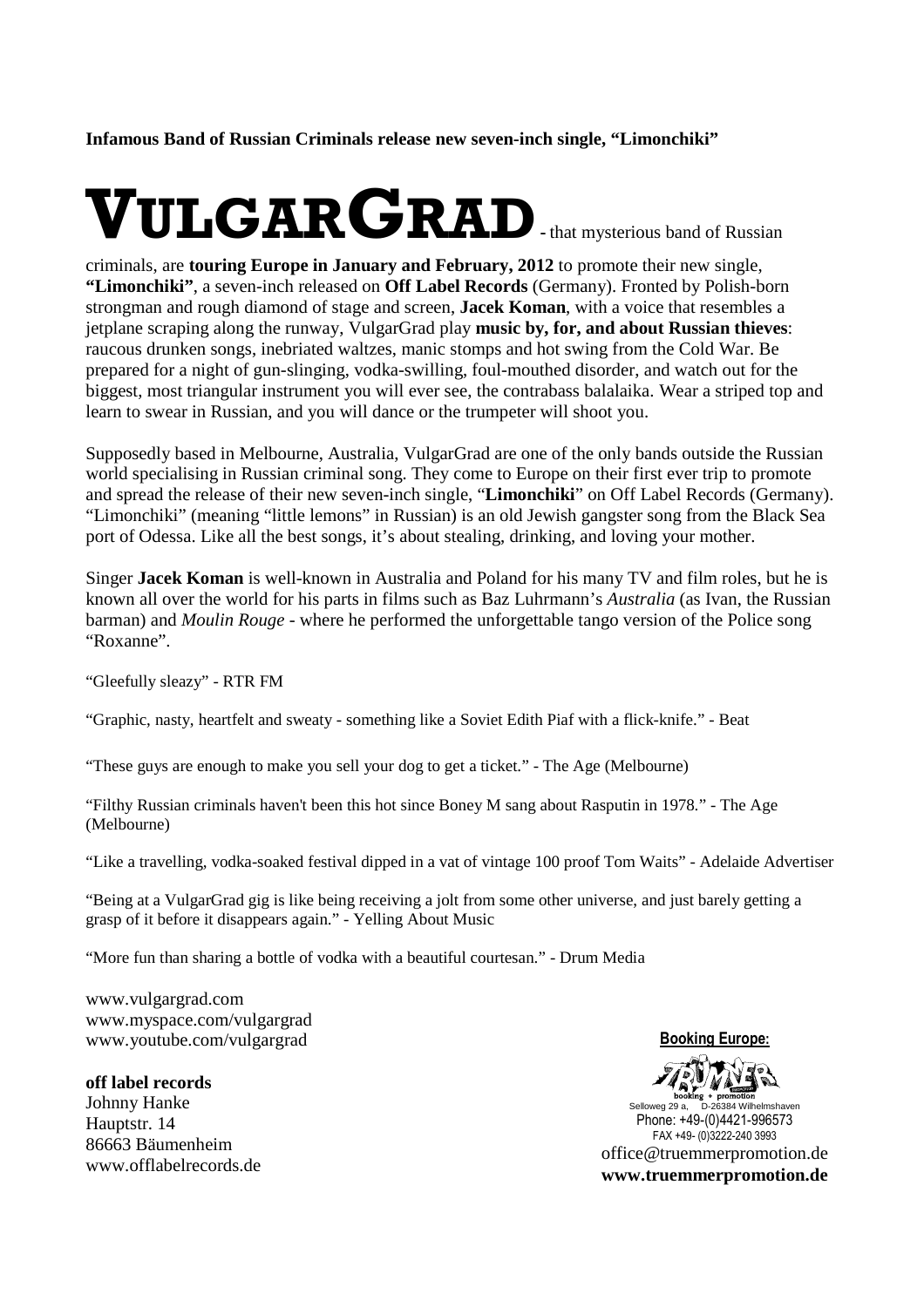**Infamous Band of Russian Criminals release new seven-inch single, "Limonchiki"**

# VULGARGRAD

- that mysterious band of Russian criminals, are **touring Europe in January and February, 2012** to promote their new single, **"Limonchiki"**, a seven-inch released on **Off Label Records** (Germany). Fronted by Polish-born strongman and rough diamond of stage and screen, **Jacek Koman**, with a voice that resembles a jetplane scraping along the runway, VulgarGrad play **music by, for, and about Russian thieves**: raucous drunken songs, inebriated waltzes, manic stomps and hot swing from the Cold War. Be prepared for a night of gun-slinging, vodka-swilling, foul-mouthed disorder, and watch out for the biggest, most triangular instrument you will ever see, the contrabass balalaika. Wear a striped top and learn to swear in Russian, and you will dance or the trumpeter will shoot you.

Supposedly based in Melbourne, Australia, VulgarGrad are one of the only bands outside the Russian world specialising in Russian criminal song. They come to Europe on their first ever trip to promote and spread the release of their new seven-inch single, "**Limonchiki**" on Off Label Records (Germany). "Limonchiki" (meaning "little lemons" in Russian) is an old Jewish gangster song from the Black Sea port of Odessa. Like all the best songs, it's about stealing, drinking, and loving your mother.

Singer **Jacek Koman** is well-known in Australia and Poland for his many TV and film roles, but he is known all over the world for his parts in films such as Baz Luhrmann's *Australia* (as Ivan, the Russian barman) and *Moulin Rouge* - where he performed the unforgettable tango version of the Police song "Roxanne".

"Gleefully sleazy" - RTR FM

"Graphic, nasty, heartfelt and sweaty - something like a Soviet Edith Piaf with a flick-knife." - Beat

"These guys are enough to make you sell your dog to get a ticket." - The Age (Melbourne)

"Filthy Russian criminals haven't been this hot since Boney M sang about Rasputin in 1978." - The Age (Melbourne)

"Like a travelling, vodka-soaked festival dipped in a vat of vintage 100 proof Tom Waits" - Adelaide Advertiser

"Being at a VulgarGrad gig is like being receiving a jolt from some other universe, and just barely getting a grasp of it before it disappears again." - Yelling About Music

"More fun than sharing a bottle of vodka with a beautiful courtesan." - Drum Media

www.vulgargrad.com
www.myspace.com/vulgargrad
www.youtube.com/vulgargrad

**off label records**
Johnny Hanke
Hauptstr. 14
86663 Bäumenheim
www.offlabelrecords.de

**Booking Europe:**

TRÜMMER booking + promotion
Selloweg 29 a, D-26384 Wilhelmshaven
Phone: +49-(0)4421-996573
FAX +49- (0)3222-240 3993
office@truemmerpromotion.de
**www.truemmerpromotion.de**